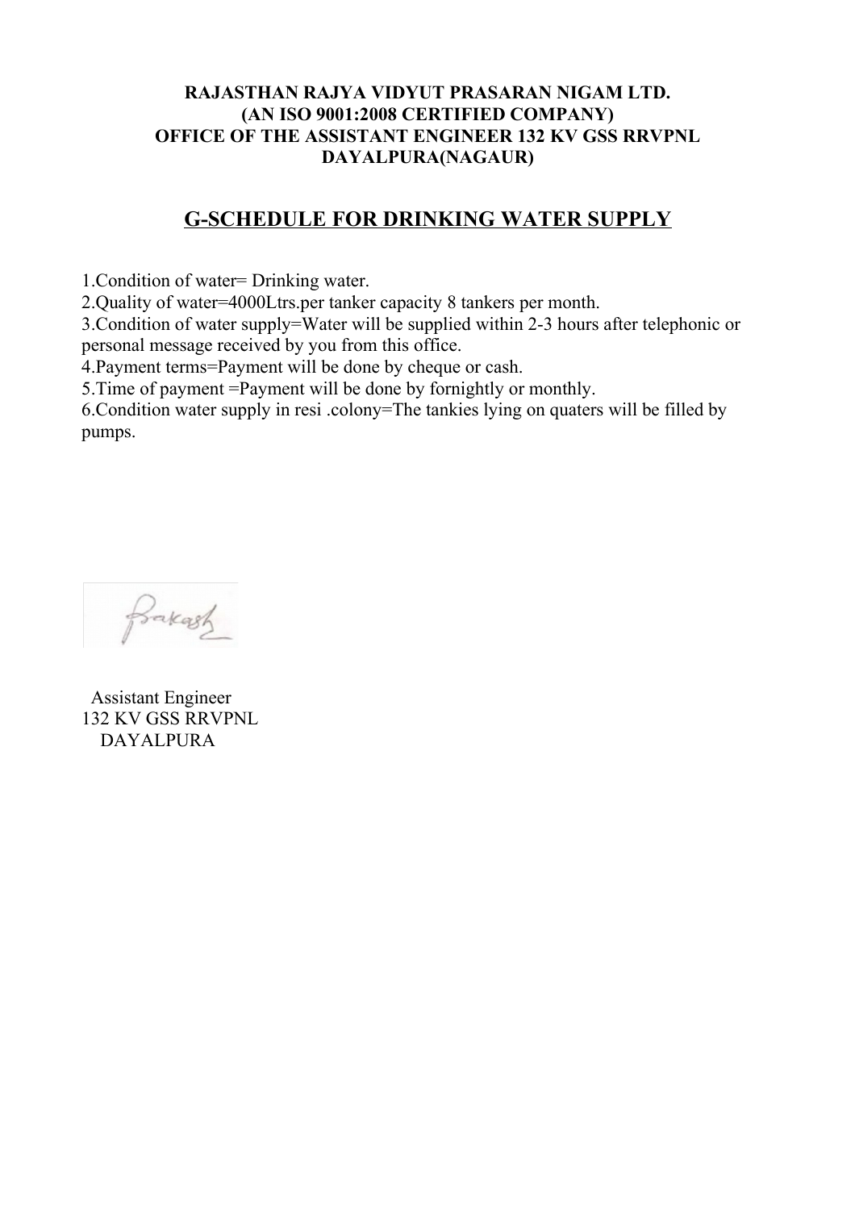**RAJASTHAN RAJYA VIDYUT PRASARAN NIGAM LTD.**
**(AN ISO 9001:2008 CERTIFIED COMPANY)**
**OFFICE OF THE ASSISTANT ENGINEER 132 KV GSS RRVPNL**
**DAYALPURA(NAGAUR)**

## G-SCHEDULE FOR DRINKING WATER SUPPLY

1.Condition of water= Drinking water.
2.Quality of water=4000Ltrs.per tanker capacity 8 tankers per month.
3.Condition of water supply=Water will be supplied within 2-3 hours after telephonic or personal message received by you from this office.
4.Payment terms=Payment will be done by cheque or cash.
5.Time of payment =Payment will be done by fornightly or monthly.
6.Condition water supply in resi .colony=The tankies lying on quaters will be filled by pumps.

Prakash

Assistant Engineer
132 KV GSS RRVPNL
DAYALPURA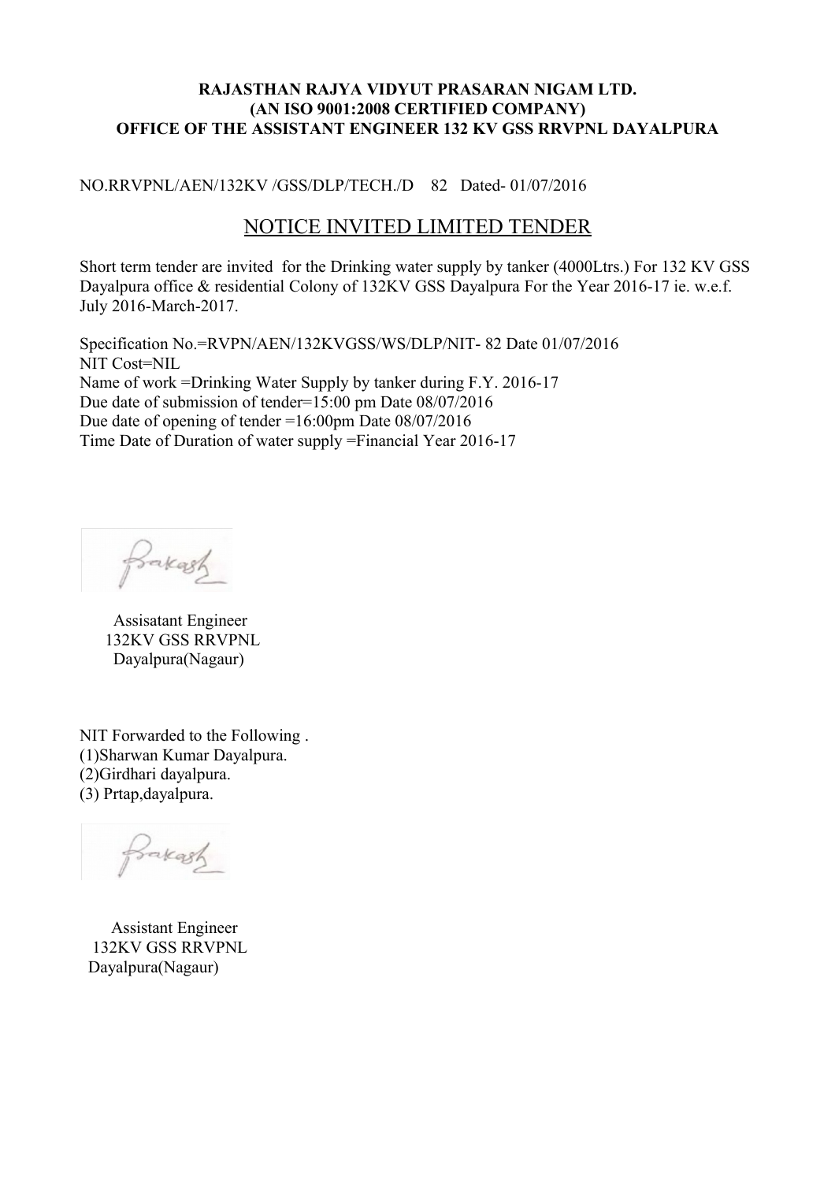**RAJASTHAN RAJYA VIDYUT PRASARAN NIGAM LTD.**
**(AN ISO 9001:2008 CERTIFIED COMPANY)**
**OFFICE OF THE ASSISTANT ENGINEER 132 KV GSS RRVPNL DAYALPURA**

NO.RRVPNL/AEN/132KV /GSS/DLP/TECH./D 82 Dated- 01/07/2016

## NOTICE INVITED LIMITED TENDER

Short term tender are invited for the Drinking water supply by tanker (4000Ltrs.) For 132 KV GSS Dayalpura office & residential Colony of 132KV GSS Dayalpura For the Year 2016-17 ie. w.e.f. July 2016-March-2017.

Specification No.=RVPN/AEN/132KVGSS/WS/DLP/NIT- 82 Date 01/07/2016
NIT Cost=NIL
Name of work =Drinking Water Supply by tanker during F.Y. 2016-17
Due date of submission of tender=15:00 pm Date 08/07/2016
Due date of opening of tender =16:00pm Date 08/07/2016
Time Date of Duration of water supply =Financial Year 2016-17

Prakash

Assisatant Engineer
132KV GSS RRVPNL
Dayalpura(Nagaur)

NIT Forwarded to the Following .
(1)Sharwan Kumar Dayalpura.
(2)Girdhari dayalpura.
(3) Prtap,dayalpura.

Prakash

Assistant Engineer
132KV GSS RRVPNL
Dayalpura(Nagaur)